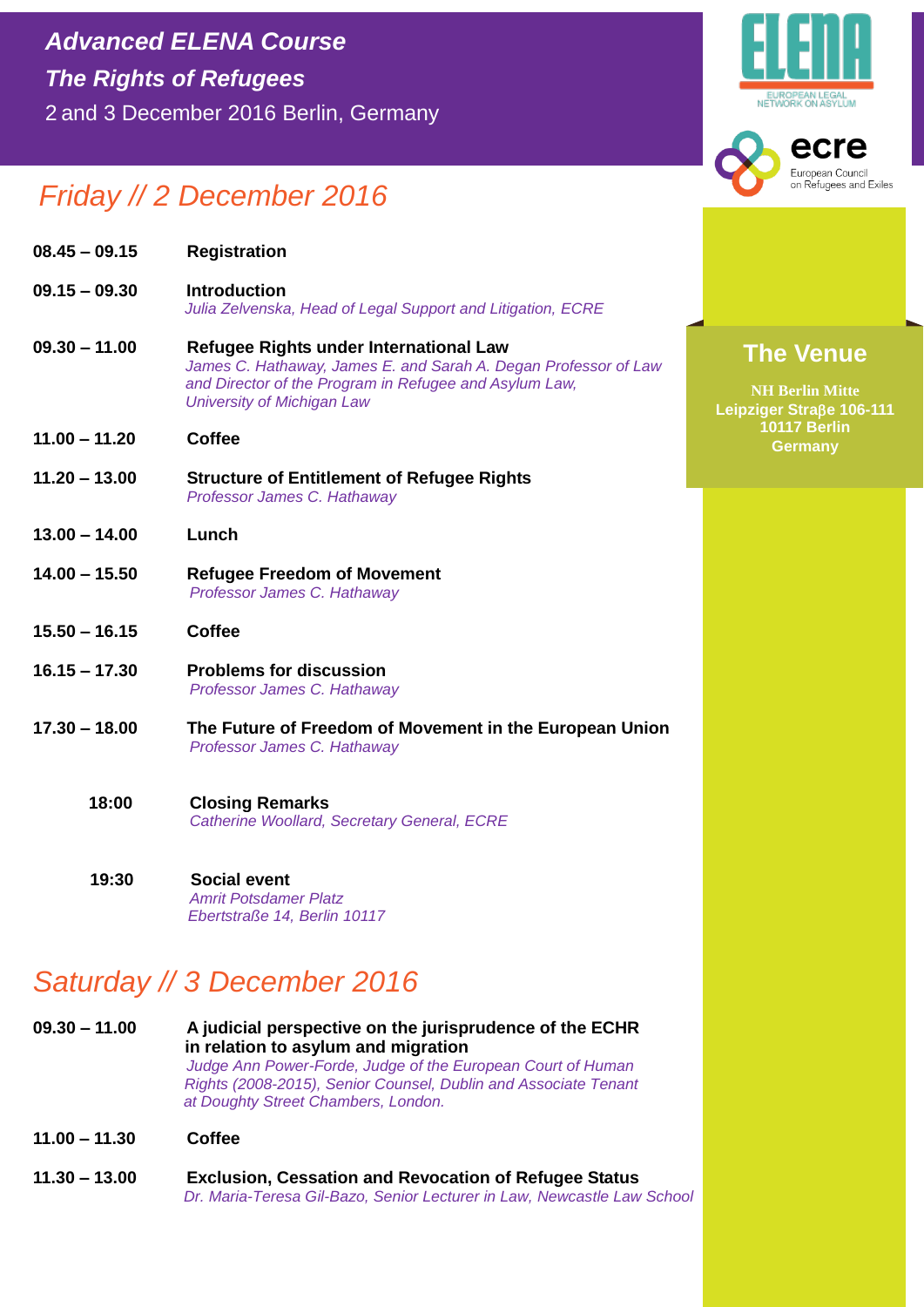# Advanced ELENA Course

## The Rights of Refugees

2 and 3 December 2016 Berlin, Germany

ELENA — EUROPEAN LEGAL NETWORK ON ASYLUM

ecre — European Council on Refugees and Exiles

## Friday // 2 December 2016

**08.45 – 09.15** **Registration**

**09.15 – 09.30** **Introduction**
*Julia Zelvenska, Head of Legal Support and Litigation, ECRE*

**09.30 – 11.00** **Refugee Rights under International Law**
*James C. Hathaway, James E. and Sarah A. Degan Professor of Law and Director of the Program in Refugee and Asylum Law, University of Michigan Law*

**11.00 – 11.20** **Coffee**

**11.20 – 13.00** **Structure of Entitlement of Refugee Rights**
*Professor James C. Hathaway*

**13.00 – 14.00** **Lunch**

**14.00 – 15.50** **Refugee Freedom of Movement**
*Professor James C. Hathaway*

**15.50 – 16.15** **Coffee**

**16.15 – 17.30** **Problems for discussion**
*Professor James C. Hathaway*

**17.30 – 18.00** **The Future of Freedom of Movement in the European Union**
*Professor James C. Hathaway*

**18:00** **Closing Remarks**
*Catherine Woollard, Secretary General, ECRE*

**19:30** **Social event**
*Amrit Potsdamer Platz*
*Ebertstraße 14, Berlin 10117*

## Saturday // 3 December 2016

**09.30 – 11.00** **A judicial perspective on the jurisprudence of the ECHR in relation to asylum and migration**
*Judge Ann Power-Forde, Judge of the European Court of Human Rights (2008-2015), Senior Counsel, Dublin and Associate Tenant at Doughty Street Chambers, London.*

**11.00 – 11.30** **Coffee**

**11.30 – 13.00** **Exclusion, Cessation and Revocation of Refugee Status**
*Dr. Maria-Teresa Gil-Bazo, Senior Lecturer in Law, Newcastle Law School*

## The Venue

**NH Berlin Mitte**
**Leipziger Straβe 106-111**
**10117 Berlin**
**Germany**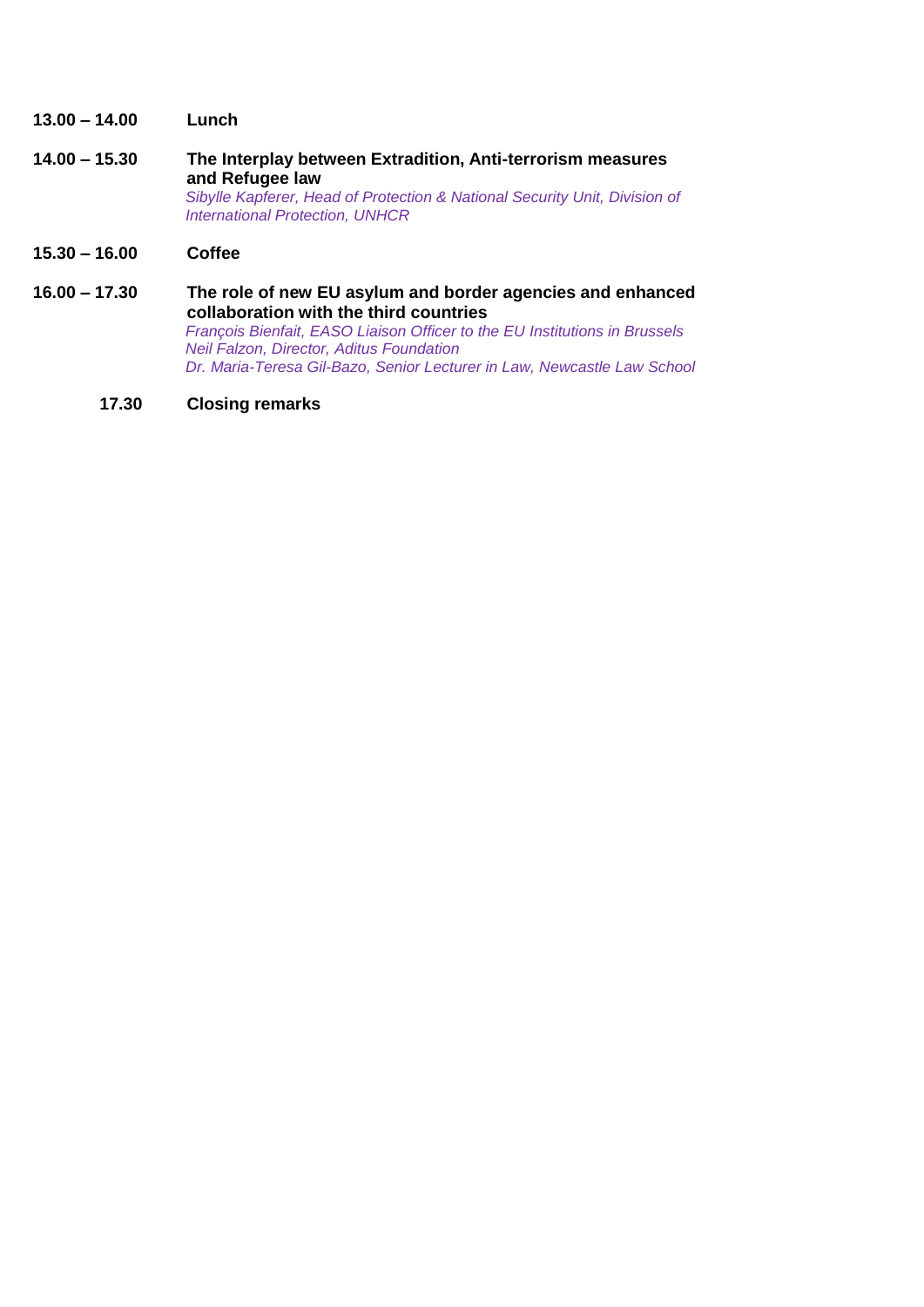**13.00 – 14.00** **Lunch**

**14.00 – 15.30** **The Interplay between Extradition, Anti-terrorism measures and Refugee law**
*Sibylle Kapferer, Head of Protection & National Security Unit, Division of International Protection, UNHCR*

**15.30 – 16.00** **Coffee**

**16.00 – 17.30** **The role of new EU asylum and border agencies and enhanced collaboration with the third countries**
*François Bienfait, EASO Liaison Officer to the EU Institutions in Brussels*
*Neil Falzon, Director, Aditus Foundation*
*Dr. Maria-Teresa Gil-Bazo, Senior Lecturer in Law, Newcastle Law School*

**17.30** **Closing remarks**